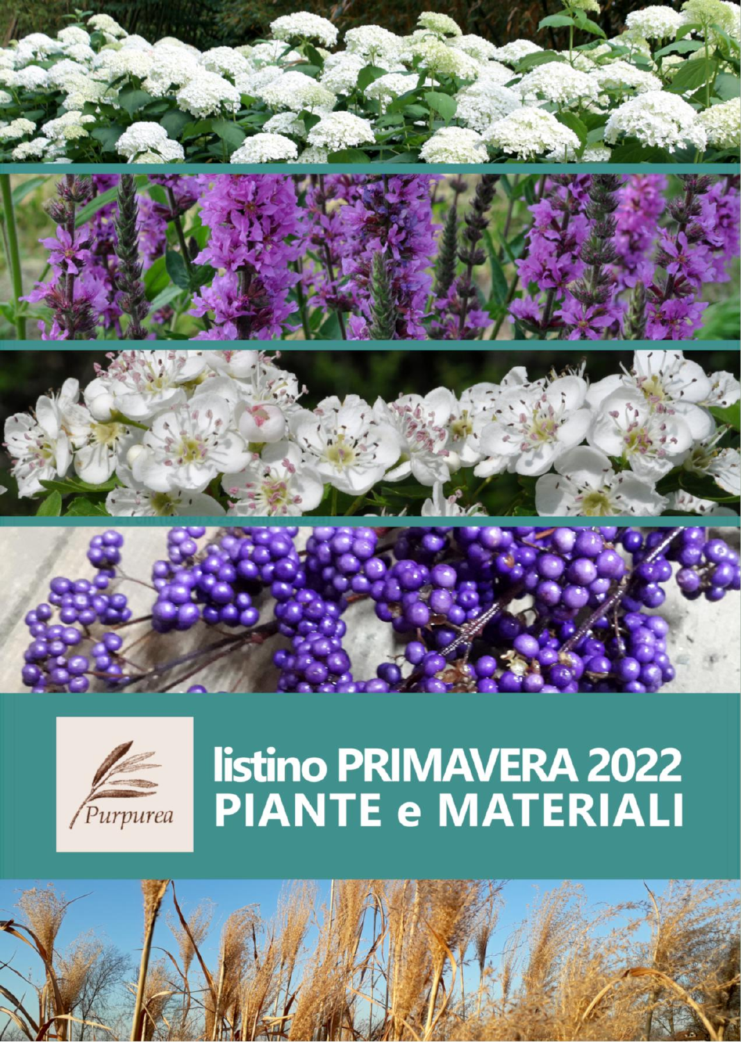Purpurea

# listino PRIMAVERA 2022
# PIANTE e MATERIALI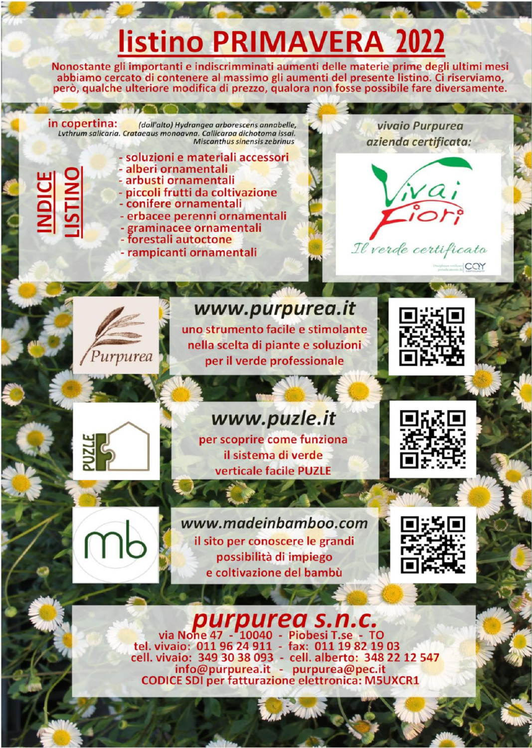# listino PRIMAVERA 2022

Nonostante gli importanti e indiscriminati aumenti delle materie prime degli ultimi mesi abbiamo cercato di contenere al massimo gli aumenti del presente listino. Ci riserviamo, però, qualche ulteriore modifica di prezzo, qualora non fosse possibile fare diversamente.

**in copertina:** *(dall'alto) Hydrangea arborescens annabelle, Lythrum salicaria, Crataegus monogyna, Callicarpa dichotoma issai, Miscanthus sinensis zebrinus*

## INDICE LISTINO

- soluzioni e materiali accessori
- alberi ornamentali
- arbusti ornamentali
- piccoli frutti da coltivazione
- conifere ornamentali
- erbacee perenni ornamentali
- graminacee ornamentali
- forestali autoctone
- rampicanti ornamentali

*vivaio Purpurea azienda certificata:*

Vivai Fiori – *Il verde certificato*

**www.purpurea.it**
uno strumento facile e stimolante nella scelta di piante e soluzioni per il verde professionale

**www.puzle.it**
per scoprire come funziona il sistema di verde verticale facile PUZLE

**www.madeinbamboo.com**
il sito per conoscere le grandi possibilità di impiego e coltivazione del bambù

## purpurea s.n.c.

via None 47 - 10040 - Piobesi T.se - TO
tel. vivaio: 011 96 24 911 - fax: 011 19 82 19 03
cell. vivaio: 349 30 38 093 - cell. alberto: 348 22 12 547
info@purpurea.it - purpurea@pec.it
CODICE SDI per fatturazione elettronica: M5UXCR1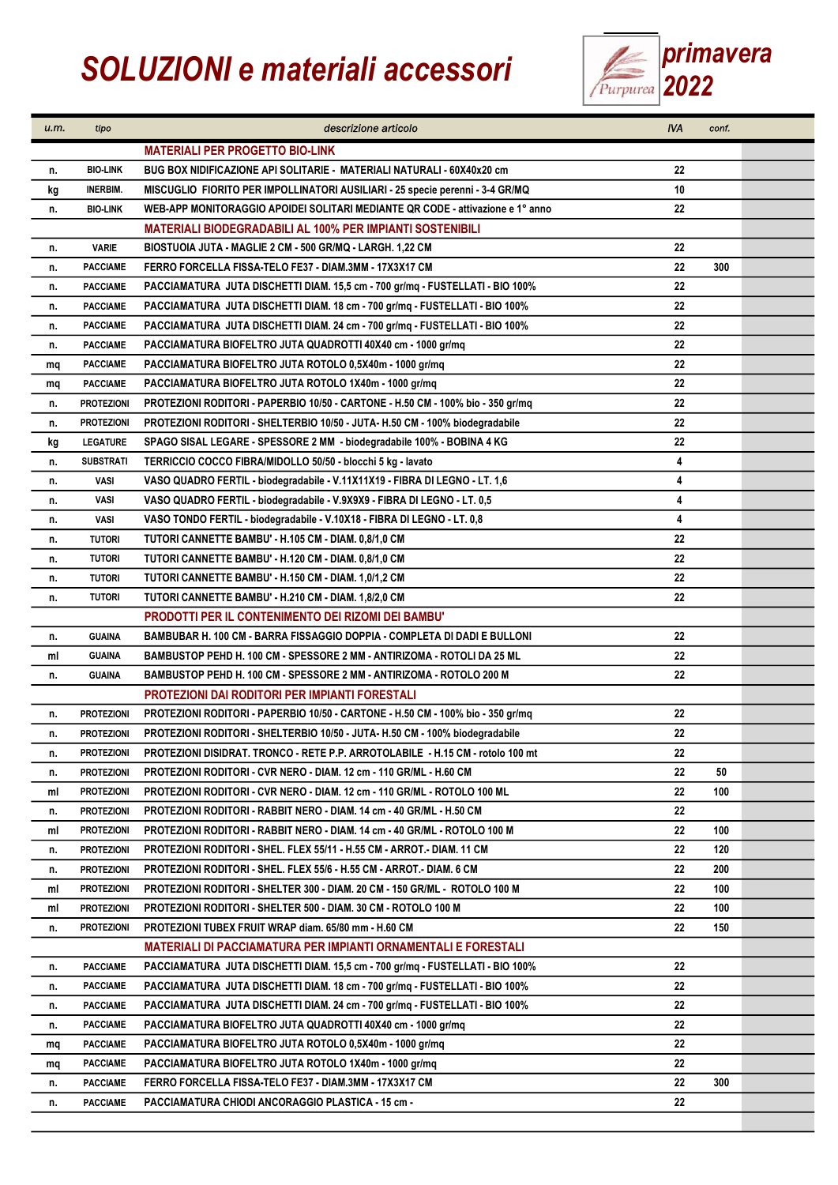# SOLUZIONI e materiali accessori

Purpurea **primavera 2022**

| u.m. | tipo | descrizione articolo | IVA | conf. |
|---|---|---|---|---|
| | | **MATERIALI PER PROGETTO BIO-LINK** | | |
| n. | BIO-LINK | BUG BOX NIDIFICAZIONE API SOLITARIE - MATERIALI NATURALI - 60X40x20 cm | 22 | |
| kg | INERBIM. | MISCUGLIO FIORITO PER IMPOLLINATORI AUSILIARI - 25 specie perenni - 3-4 GR/MQ | 10 | |
| n. | BIO-LINK | WEB-APP MONITORAGGIO APOIDEI SOLITARI MEDIANTE QR CODE - attivazione e 1° anno | 22 | |
| | | **MATERIALI BIODEGRADABILI AL 100% PER IMPIANTI SOSTENIBILI** | | |
| n. | VARIE | BIOSTUOIA JUTA - MAGLIE 2 CM - 500 GR/MQ - LARGH. 1,22 CM | 22 | |
| n. | PACCIAME | FERRO FORCELLA FISSA-TELO FE37 - DIAM.3MM - 17X3X17 CM | 22 | 300 |
| n. | PACCIAME | PACCIAMATURA JUTA DISCHETTI DIAM. 15,5 cm - 700 gr/mq - FUSTELLATI - BIO 100% | 22 | |
| n. | PACCIAME | PACCIAMATURA JUTA DISCHETTI DIAM. 18 cm - 700 gr/mq - FUSTELLATI - BIO 100% | 22 | |
| n. | PACCIAME | PACCIAMATURA JUTA DISCHETTI DIAM. 24 cm - 700 gr/mq - FUSTELLATI - BIO 100% | 22 | |
| n. | PACCIAME | PACCIAMATURA BIOFELTRO JUTA QUADROTTI 40X40 cm - 1000 gr/mq | 22 | |
| mq | PACCIAME | PACCIAMATURA BIOFELTRO JUTA ROTOLO 0,5X40m - 1000 gr/mq | 22 | |
| mq | PACCIAME | PACCIAMATURA BIOFELTRO JUTA ROTOLO 1X40m - 1000 gr/mq | 22 | |
| n. | PROTEZIONI | PROTEZIONI RODITORI - PAPERBIO 10/50 - CARTONE - H.50 CM - 100% bio - 350 gr/mq | 22 | |
| n. | PROTEZIONI | PROTEZIONI RODITORI - SHELTERBIO 10/50 - JUTA- H.50 CM - 100% biodegradabile | 22 | |
| kg | LEGATURE | SPAGO SISAL LEGARE - SPESSORE 2 MM - biodegradabile 100% - BOBINA 4 KG | 22 | |
| n. | SUBSTRATI | TERRICCIO COCCO FIBRA/MIDOLLO 50/50 - blocchi 5 kg - lavato | 4 | |
| n. | VASI | VASO QUADRO FERTIL - biodegradabile - V.11X11X19 - FIBRA DI LEGNO - LT. 1,6 | 4 | |
| n. | VASI | VASO QUADRO FERTIL - biodegradabile - V.9X9X9 - FIBRA DI LEGNO - LT. 0,5 | 4 | |
| n. | VASI | VASO TONDO FERTIL - biodegradabile - V.10X18 - FIBRA DI LEGNO - LT. 0,8 | 4 | |
| n. | TUTORI | TUTORI CANNETTE BAMBU' - H.105 CM - DIAM. 0,8/1,0 CM | 22 | |
| n. | TUTORI | TUTORI CANNETTE BAMBU' - H.120 CM - DIAM. 0,8/1,0 CM | 22 | |
| n. | TUTORI | TUTORI CANNETTE BAMBU' - H.150 CM - DIAM. 1,0/1,2 CM | 22 | |
| n. | TUTORI | TUTORI CANNETTE BAMBU' - H.210 CM - DIAM. 1,8/2,0 CM | 22 | |
| | | **PRODOTTI PER IL CONTENIMENTO DEI RIZOMI DEI BAMBU'** | | |
| n. | GUAINA | BAMBUBAR H. 100 CM - BARRA FISSAGGIO DOPPIA - COMPLETA DI DADI E BULLONI | 22 | |
| ml | GUAINA | BAMBUSTOP PEHD H. 100 CM - SPESSORE 2 MM - ANTIRIZOMA - ROTOLI DA 25 ML | 22 | |
| n. | GUAINA | BAMBUSTOP PEHD H. 100 CM - SPESSORE 2 MM - ANTIRIZOMA - ROTOLO 200 M | 22 | |
| | | **PROTEZIONI DAI RODITORI PER IMPIANTI FORESTALI** | | |
| n. | PROTEZIONI | PROTEZIONI RODITORI - PAPERBIO 10/50 - CARTONE - H.50 CM - 100% bio - 350 gr/mq | 22 | |
| n. | PROTEZIONI | PROTEZIONI RODITORI - SHELTERBIO 10/50 - JUTA- H.50 CM - 100% biodegradabile | 22 | |
| n. | PROTEZIONI | PROTEZIONI DISIDRAT. TRONCO - RETE P.P. ARROTOLABILE - H.15 CM - rotolo 100 mt | 22 | |
| n. | PROTEZIONI | PROTEZIONI RODITORI - CVR NERO - DIAM. 12 cm - 110 GR/ML - H.60 CM | 22 | 50 |
| ml | PROTEZIONI | PROTEZIONI RODITORI - CVR NERO - DIAM. 12 cm - 110 GR/ML - ROTOLO 100 ML | 22 | 100 |
| n. | PROTEZIONI | PROTEZIONI RODITORI - RABBIT NERO - DIAM. 14 cm - 40 GR/ML - H.50 CM | 22 | |
| ml | PROTEZIONI | PROTEZIONI RODITORI - RABBIT NERO - DIAM. 14 cm - 40 GR/ML - ROTOLO 100 M | 22 | 100 |
| n. | PROTEZIONI | PROTEZIONI RODITORI - SHEL. FLEX 55/11 - H.55 CM - ARROT.- DIAM. 11 CM | 22 | 120 |
| n. | PROTEZIONI | PROTEZIONI RODITORI - SHEL. FLEX 55/6 - H.55 CM - ARROT.- DIAM. 6 CM | 22 | 200 |
| ml | PROTEZIONI | PROTEZIONI RODITORI - SHELTER 300 - DIAM. 20 CM - 150 GR/ML - ROTOLO 100 M | 22 | 100 |
| ml | PROTEZIONI | PROTEZIONI RODITORI - SHELTER 500 - DIAM. 30 CM - ROTOLO 100 M | 22 | 100 |
| n. | PROTEZIONI | PROTEZIONI TUBEX FRUIT WRAP diam. 65/80 mm - H.60 CM | 22 | 150 |
| | | **MATERIALI DI PACCIAMATURA PER IMPIANTI ORNAMENTALI E FORESTALI** | | |
| n. | PACCIAME | PACCIAMATURA JUTA DISCHETTI DIAM. 15,5 cm - 700 gr/mq - FUSTELLATI - BIO 100% | 22 | |
| n. | PACCIAME | PACCIAMATURA JUTA DISCHETTI DIAM. 18 cm - 700 gr/mq - FUSTELLATI - BIO 100% | 22 | |
| n. | PACCIAME | PACCIAMATURA JUTA DISCHETTI DIAM. 24 cm - 700 gr/mq - FUSTELLATI - BIO 100% | 22 | |
| n. | PACCIAME | PACCIAMATURA BIOFELTRO JUTA QUADROTTI 40X40 cm - 1000 gr/mq | 22 | |
| mq | PACCIAME | PACCIAMATURA BIOFELTRO JUTA ROTOLO 0,5X40m - 1000 gr/mq | 22 | |
| mq | PACCIAME | PACCIAMATURA BIOFELTRO JUTA ROTOLO 1X40m - 1000 gr/mq | 22 | |
| n. | PACCIAME | FERRO FORCELLA FISSA-TELO FE37 - DIAM.3MM - 17X3X17 CM | 22 | 300 |
| n. | PACCIAME | PACCIAMATURA CHIODI ANCORAGGIO PLASTICA - 15 cm - | 22 | |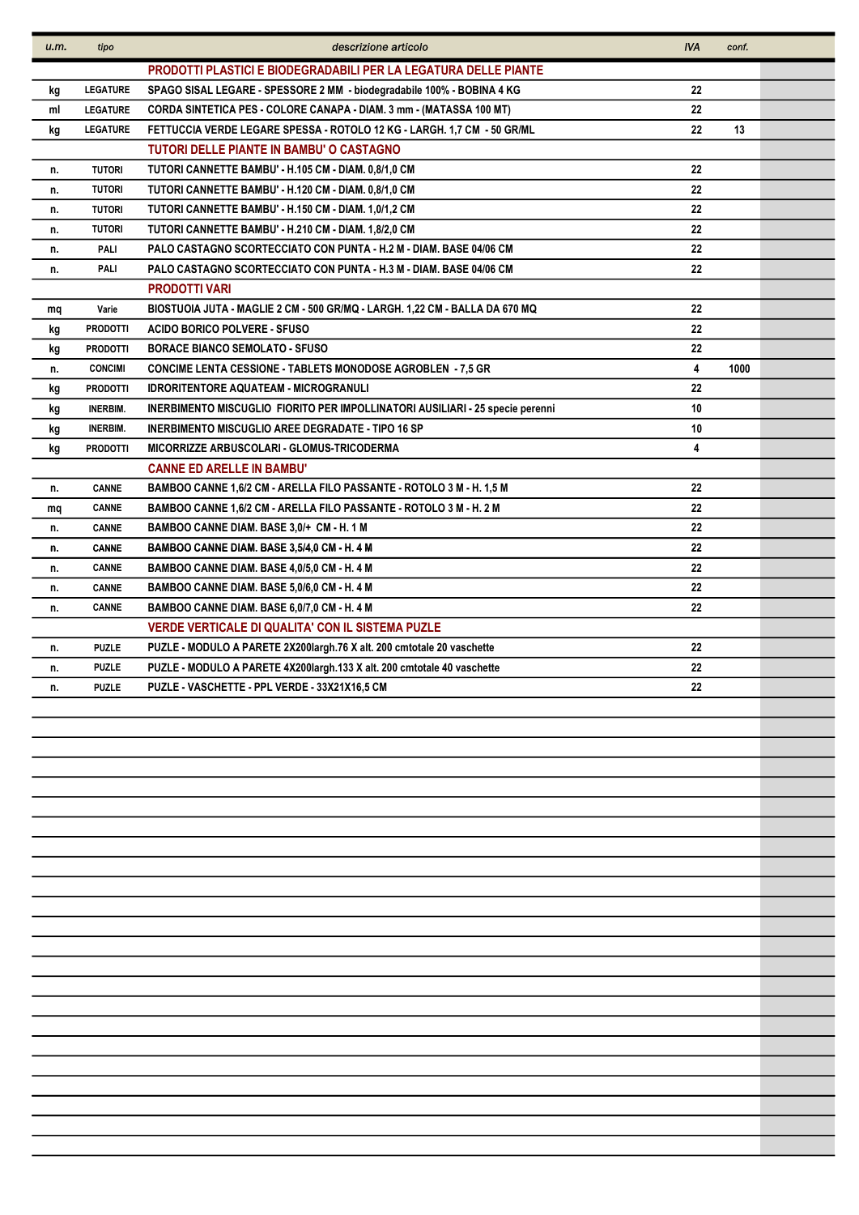| u.m. | tipo | descrizione articolo | IVA | conf. | |
|---|---|---|---|---|---|
| | | PRODOTTI PLASTICI E BIODEGRADABILI PER LA LEGATURA DELLE PIANTE | | | |
| kg | LEGATURE | SPAGO SISAL LEGARE - SPESSORE 2 MM - biodegradabile 100% - BOBINA 4 KG | 22 | | |
| ml | LEGATURE | CORDA SINTETICA PES - COLORE CANAPA - DIAM. 3 mm - (MATASSA 100 MT) | 22 | | |
| kg | LEGATURE | FETTUCCIA VERDE LEGARE SPESSA - ROTOLO 12 KG - LARGH. 1,7 CM - 50 GR/ML | 22 | 13 | |
| | | TUTORI DELLE PIANTE IN BAMBU' O CASTAGNO | | | |
| n. | TUTORI | TUTORI CANNETTE BAMBU' - H.105 CM - DIAM. 0,8/1,0 CM | 22 | | |
| n. | TUTORI | TUTORI CANNETTE BAMBU' - H.120 CM - DIAM. 0,8/1,0 CM | 22 | | |
| n. | TUTORI | TUTORI CANNETTE BAMBU' - H.150 CM - DIAM. 1,0/1,2 CM | 22 | | |
| n. | TUTORI | TUTORI CANNETTE BAMBU' - H.210 CM - DIAM. 1,8/2,0 CM | 22 | | |
| n. | PALI | PALO CASTAGNO SCORTECCIATO CON PUNTA - H.2 M - DIAM. BASE 04/06 CM | 22 | | |
| n. | PALI | PALO CASTAGNO SCORTECCIATO CON PUNTA - H.3 M - DIAM. BASE 04/06 CM | 22 | | |
| | | PRODOTTI VARI | | | |
| mq | Varie | BIOSTUOIA JUTA - MAGLIE 2 CM - 500 GR/MQ - LARGH. 1,22 CM - BALLA DA 670 MQ | 22 | | |
| kg | PRODOTTI | ACIDO BORICO POLVERE - SFUSO | 22 | | |
| kg | PRODOTTI | BORACE BIANCO SEMOLATO - SFUSO | 22 | | |
| n. | CONCIMI | CONCIME LENTA CESSIONE - TABLETS MONODOSE AGROBLEN - 7,5 GR | 4 | 1000 | |
| kg | PRODOTTI | IDRORITENTORE AQUATEAM - MICROGRANULI | 22 | | |
| kg | INERBIM. | INERBIMENTO MISCUGLIO FIORITO PER IMPOLLINATORI AUSILIARI - 25 specie perenni | 10 | | |
| kg | INERBIM. | INERBIMENTO MISCUGLIO AREE DEGRADATE - TIPO 16 SP | 10 | | |
| kg | PRODOTTI | MICORRIZZE ARBUSCOLARI - GLOMUS-TRICODERMA | 4 | | |
| | | CANNE ED ARELLE IN BAMBU' | | | |
| n. | CANNE | BAMBOO CANNE 1,6/2 CM - ARELLA FILO PASSANTE - ROTOLO 3 M - H. 1,5 M | 22 | | |
| mq | CANNE | BAMBOO CANNE 1,6/2 CM - ARELLA FILO PASSANTE - ROTOLO 3 M - H. 2 M | 22 | | |
| n. | CANNE | BAMBOO CANNE DIAM. BASE 3,0/+ CM - H. 1 M | 22 | | |
| n. | CANNE | BAMBOO CANNE DIAM. BASE 3,5/4,0 CM - H. 4 M | 22 | | |
| n. | CANNE | BAMBOO CANNE DIAM. BASE 4,0/5,0 CM - H. 4 M | 22 | | |
| n. | CANNE | BAMBOO CANNE DIAM. BASE 5,0/6,0 CM - H. 4 M | 22 | | |
| n. | CANNE | BAMBOO CANNE DIAM. BASE 6,0/7,0 CM - H. 4 M | 22 | | |
| | | VERDE VERTICALE DI QUALITA' CON IL SISTEMA PUZLE | | | |
| n. | PUZLE | PUZLE - MODULO A PARETE 2X200largh.76 X alt. 200 cmtotale 20 vaschette | 22 | | |
| n. | PUZLE | PUZLE - MODULO A PARETE 4X200largh.133 X alt. 200 cmtotale 40 vaschette | 22 | | |
| n. | PUZLE | PUZLE - VASCHETTE - PPL VERDE - 33X21X16,5 CM | 22 | | |